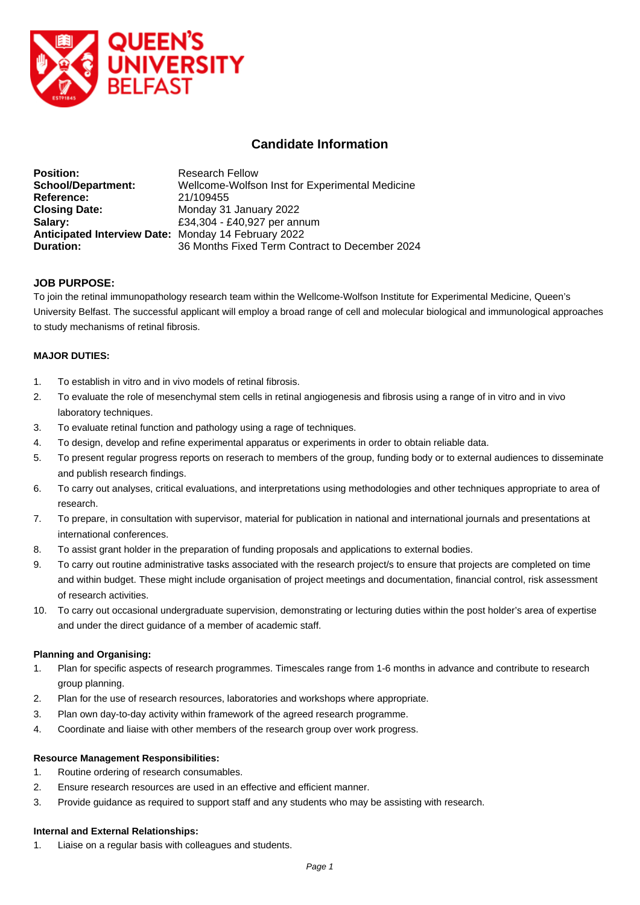# Candidate Information

**Position:** Research Fellow
**School/Department:** Wellcome-Wolfson Inst for Experimental Medicine
**Reference:** 21/109455
**Closing Date:** Monday 31 January 2022
**Salary:** £34,304 - £40,927 per annum
**Anticipated Interview Date:** Monday 14 February 2022
**Duration:** 36 Months Fixed Term Contract to December 2024

## JOB PURPOSE:

To join the retinal immunopathology research team within the Wellcome-Wolfson Institute for Experimental Medicine, Queen's University Belfast. The successful applicant will employ a broad range of cell and molecular biological and immunological approaches to study mechanisms of retinal fibrosis.

### MAJOR DUTIES:

1. To establish in vitro and in vivo models of retinal fibrosis.
2. To evaluate the role of mesenchymal stem cells in retinal angiogenesis and fibrosis using a range of in vitro and in vivo laboratory techniques.
3. To evaluate retinal function and pathology using a rage of techniques.
4. To design, develop and refine experimental apparatus or experiments in order to obtain reliable data.
5. To present regular progress reports on reserach to members of the group, funding body or to external audiences to disseminate and publish research findings.
6. To carry out analyses, critical evaluations, and interpretations using methodologies and other techniques appropriate to area of research.
7. To prepare, in consultation with supervisor, material for publication in national and international journals and presentations at international conferences.
8. To assist grant holder in the preparation of funding proposals and applications to external bodies.
9. To carry out routine administrative tasks associated with the research project/s to ensure that projects are completed on time and within budget. These might include organisation of project meetings and documentation, financial control, risk assessment of research activities.
10. To carry out occasional undergraduate supervision, demonstrating or lecturing duties within the post holder's area of expertise and under the direct guidance of a member of academic staff.

### Planning and Organising:

1. Plan for specific aspects of research programmes. Timescales range from 1-6 months in advance and contribute to research group planning.
2. Plan for the use of research resources, laboratories and workshops where appropriate.
3. Plan own day-to-day activity within framework of the agreed research programme.
4. Coordinate and liaise with other members of the research group over work progress.

### Resource Management Responsibilities:

1. Routine ordering of research consumables.
2. Ensure research resources are used in an effective and efficient manner.
3. Provide guidance as required to support staff and any students who may be assisting with research.

### Internal and External Relationships:

1. Liaise on a regular basis with colleagues and students.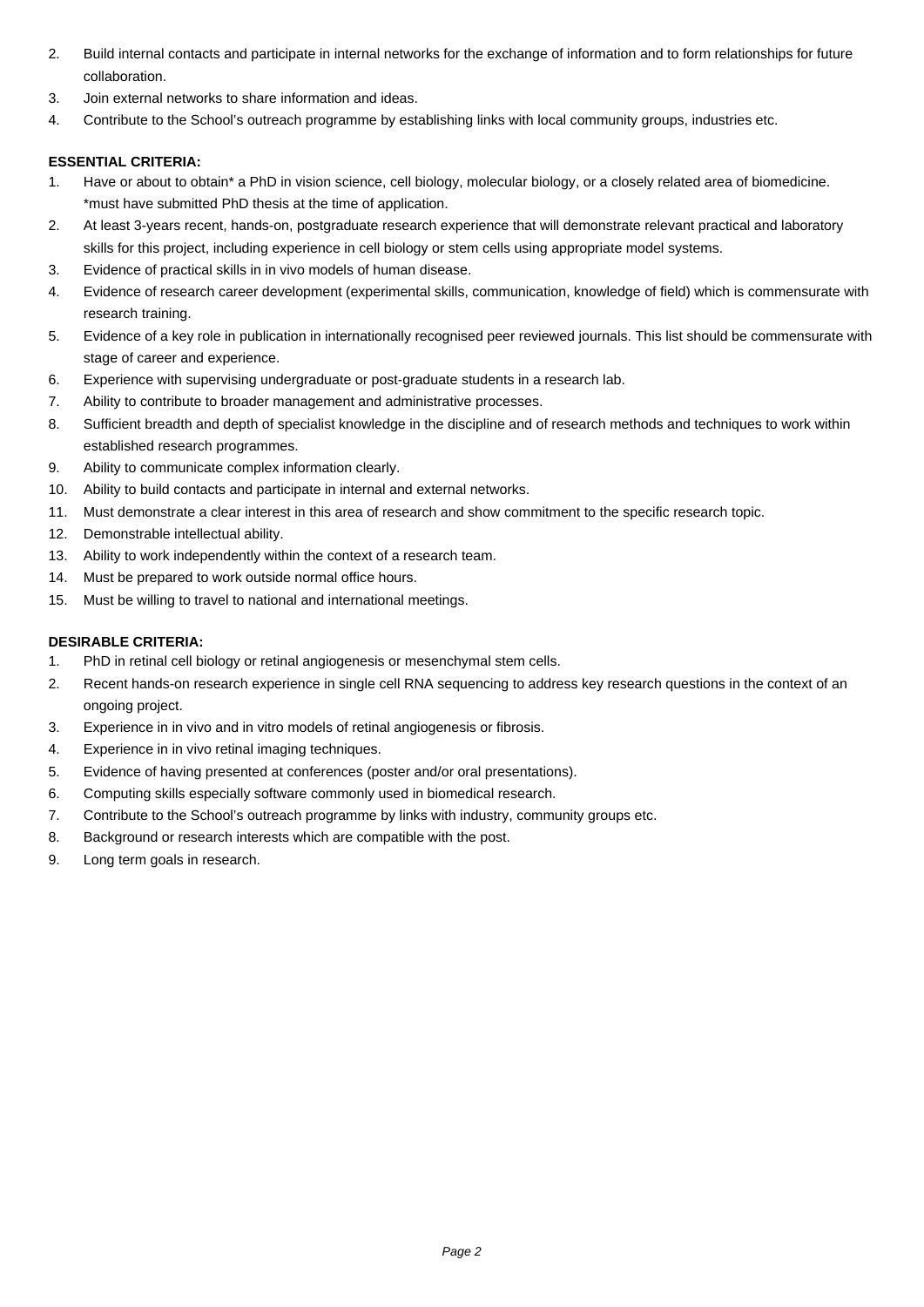2. Build internal contacts and participate in internal networks for the exchange of information and to form relationships for future collaboration.
3. Join external networks to share information and ideas.
4. Contribute to the School's outreach programme by establishing links with local community groups, industries etc.

**ESSENTIAL CRITERIA:**

1. Have or about to obtain* a PhD in vision science, cell biology, molecular biology, or a closely related area of biomedicine. *must have submitted PhD thesis at the time of application.
2. At least 3-years recent, hands-on, postgraduate research experience that will demonstrate relevant practical and laboratory skills for this project, including experience in cell biology or stem cells using appropriate model systems.
3. Evidence of practical skills in in vivo models of human disease.
4. Evidence of research career development (experimental skills, communication, knowledge of field) which is commensurate with research training.
5. Evidence of a key role in publication in internationally recognised peer reviewed journals. This list should be commensurate with stage of career and experience.
6. Experience with supervising undergraduate or post-graduate students in a research lab.
7. Ability to contribute to broader management and administrative processes.
8. Sufficient breadth and depth of specialist knowledge in the discipline and of research methods and techniques to work within established research programmes.
9. Ability to communicate complex information clearly.
10. Ability to build contacts and participate in internal and external networks.
11. Must demonstrate a clear interest in this area of research and show commitment to the specific research topic.
12. Demonstrable intellectual ability.
13. Ability to work independently within the context of a research team.
14. Must be prepared to work outside normal office hours.
15. Must be willing to travel to national and international meetings.

**DESIRABLE CRITERIA:**

1. PhD in retinal cell biology or retinal angiogenesis or mesenchymal stem cells.
2. Recent hands-on research experience in single cell RNA sequencing to address key research questions in the context of an ongoing project.
3. Experience in in vivo and in vitro models of retinal angiogenesis or fibrosis.
4. Experience in in vivo retinal imaging techniques.
5. Evidence of having presented at conferences (poster and/or oral presentations).
6. Computing skills especially software commonly used in biomedical research.
7. Contribute to the School's outreach programme by links with industry, community groups etc.
8. Background or research interests which are compatible with the post.
9. Long term goals in research.